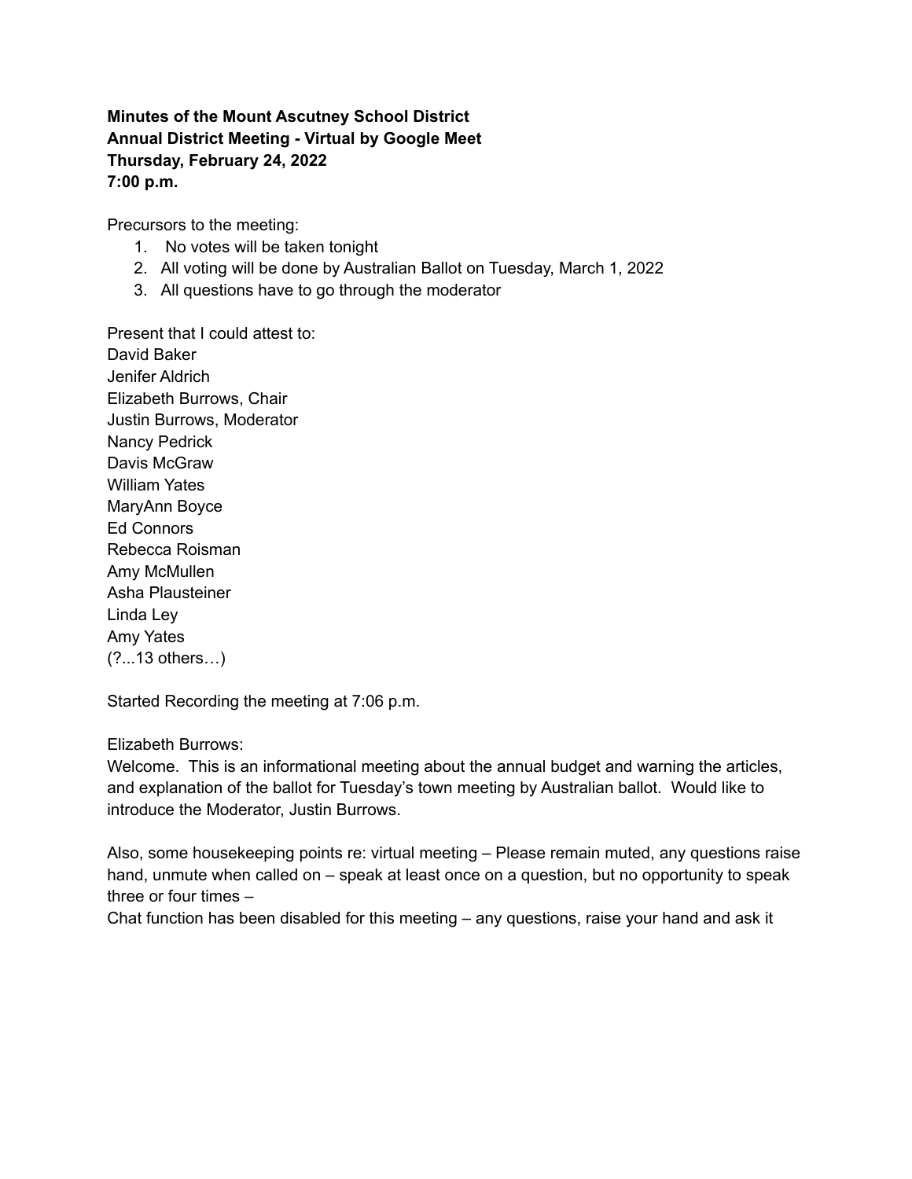**Minutes of the Mount Ascutney School District**
**Annual District Meeting - Virtual by Google Meet**
**Thursday, February 24, 2022**
**7:00 p.m.**

Precursors to the meeting:

1. No votes will be taken tonight
2. All voting will be done by Australian Ballot on Tuesday, March 1, 2022
3. All questions have to go through the moderator

Present that I could attest to:
David Baker
Jenifer Aldrich
Elizabeth Burrows, Chair
Justin Burrows, Moderator
Nancy Pedrick
Davis McGraw
William Yates
MaryAnn Boyce
Ed Connors
Rebecca Roisman
Amy McMullen
Asha Plausteiner
Linda Ley
Amy Yates
(?...13 others…)

Started Recording the meeting at 7:06 p.m.

Elizabeth Burrows:
Welcome. This is an informational meeting about the annual budget and warning the articles, and explanation of the ballot for Tuesday's town meeting by Australian ballot. Would like to introduce the Moderator, Justin Burrows.

Also, some housekeeping points re: virtual meeting – Please remain muted, any questions raise hand, unmute when called on – speak at least once on a question, but no opportunity to speak three or four times –
Chat function has been disabled for this meeting – any questions, raise your hand and ask it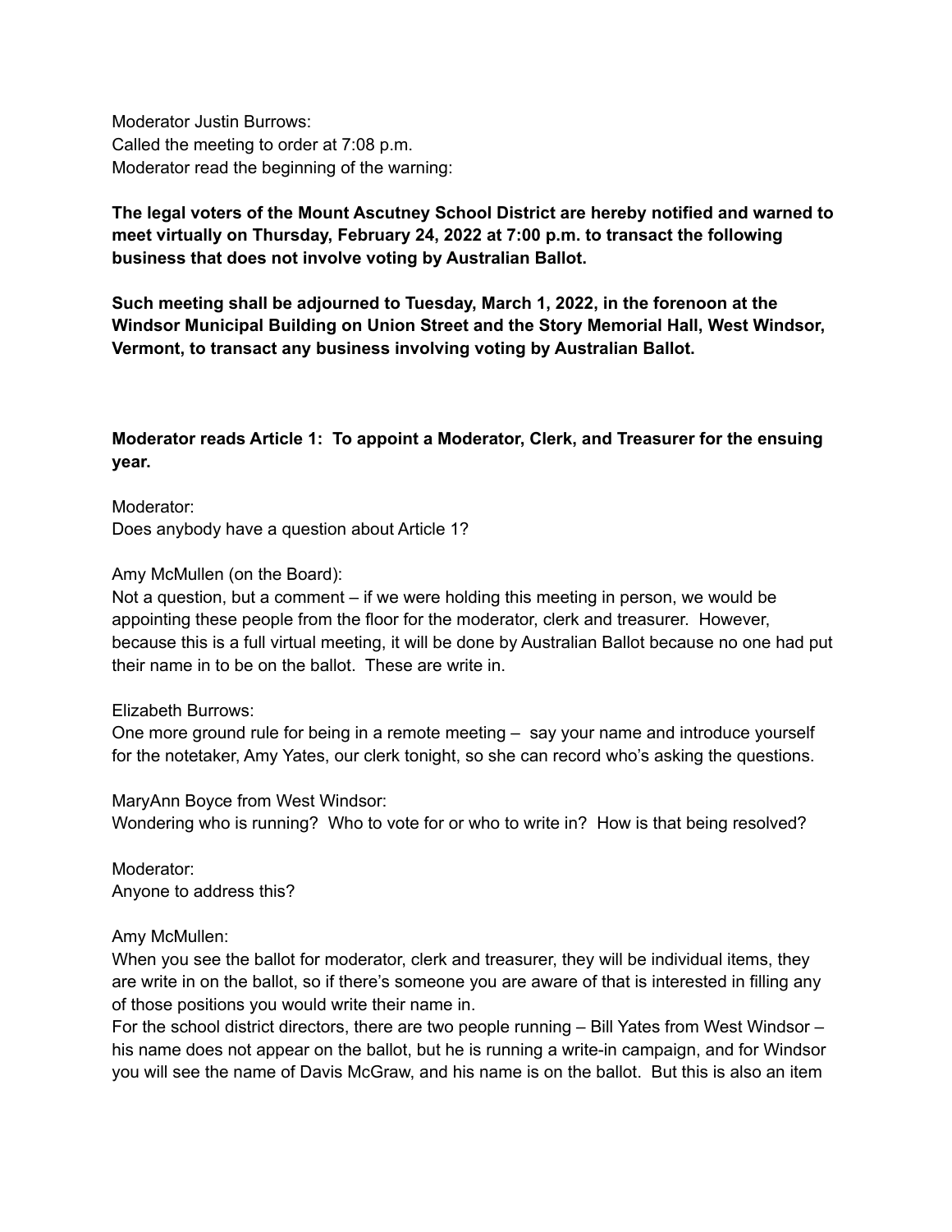Moderator Justin Burrows:
Called the meeting to order at 7:08 p.m.
Moderator read the beginning of the warning:

**The legal voters of the Mount Ascutney School District are hereby notified and warned to meet virtually on Thursday, February 24, 2022 at 7:00 p.m. to transact the following business that does not involve voting by Australian Ballot.**

**Such meeting shall be adjourned to Tuesday, March 1, 2022, in the forenoon at the Windsor Municipal Building on Union Street and the Story Memorial Hall, West Windsor, Vermont, to transact any business involving voting by Australian Ballot.**

**Moderator reads Article 1: To appoint a Moderator, Clerk, and Treasurer for the ensuing year.**

Moderator:
Does anybody have a question about Article 1?

Amy McMullen (on the Board):
Not a question, but a comment – if we were holding this meeting in person, we would be appointing these people from the floor for the moderator, clerk and treasurer. However, because this is a full virtual meeting, it will be done by Australian Ballot because no one had put their name in to be on the ballot. These are write in.

Elizabeth Burrows:
One more ground rule for being in a remote meeting – say your name and introduce yourself for the notetaker, Amy Yates, our clerk tonight, so she can record who's asking the questions.

MaryAnn Boyce from West Windsor:
Wondering who is running? Who to vote for or who to write in? How is that being resolved?

Moderator:
Anyone to address this?

Amy McMullen:
When you see the ballot for moderator, clerk and treasurer, they will be individual items, they are write in on the ballot, so if there's someone you are aware of that is interested in filling any of those positions you would write their name in.
For the school district directors, there are two people running – Bill Yates from West Windsor – his name does not appear on the ballot, but he is running a write-in campaign, and for Windsor you will see the name of Davis McGraw, and his name is on the ballot. But this is also an item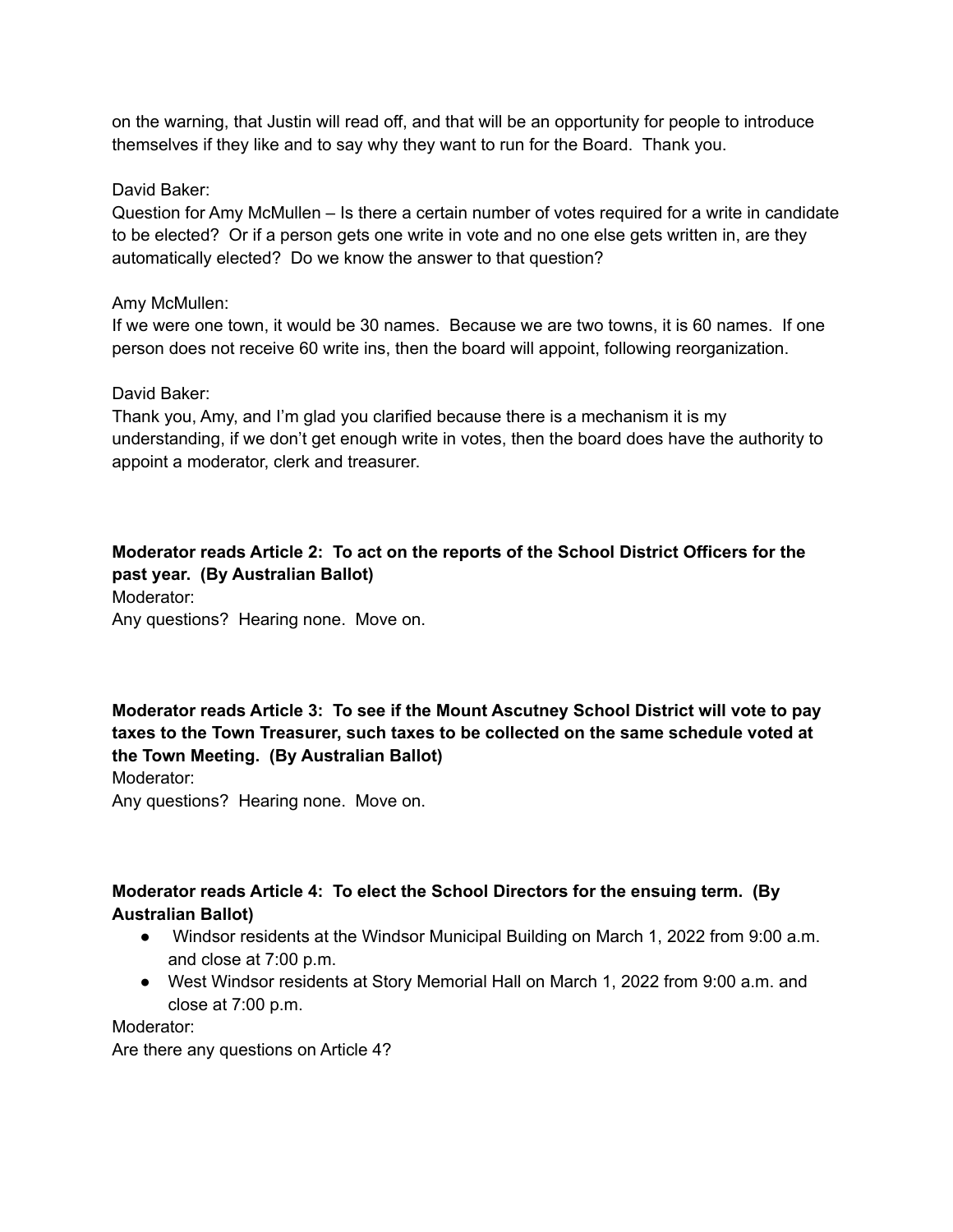on the warning, that Justin will read off, and that will be an opportunity for people to introduce themselves if they like and to say why they want to run for the Board. Thank you.

David Baker:
Question for Amy McMullen – Is there a certain number of votes required for a write in candidate to be elected? Or if a person gets one write in vote and no one else gets written in, are they automatically elected? Do we know the answer to that question?

Amy McMullen:
If we were one town, it would be 30 names. Because we are two towns, it is 60 names. If one person does not receive 60 write ins, then the board will appoint, following reorganization.

David Baker:
Thank you, Amy, and I'm glad you clarified because there is a mechanism it is my understanding, if we don't get enough write in votes, then the board does have the authority to appoint a moderator, clerk and treasurer.

**Moderator reads Article 2: To act on the reports of the School District Officers for the past year. (By Australian Ballot)**
Moderator:
Any questions? Hearing none. Move on.

**Moderator reads Article 3: To see if the Mount Ascutney School District will vote to pay taxes to the Town Treasurer, such taxes to be collected on the same schedule voted at the Town Meeting. (By Australian Ballot)**
Moderator:
Any questions? Hearing none. Move on.

**Moderator reads Article 4: To elect the School Directors for the ensuing term. (By Australian Ballot)**

- Windsor residents at the Windsor Municipal Building on March 1, 2022 from 9:00 a.m. and close at 7:00 p.m.
- West Windsor residents at Story Memorial Hall on March 1, 2022 from 9:00 a.m. and close at 7:00 p.m.

Moderator:
Are there any questions on Article 4?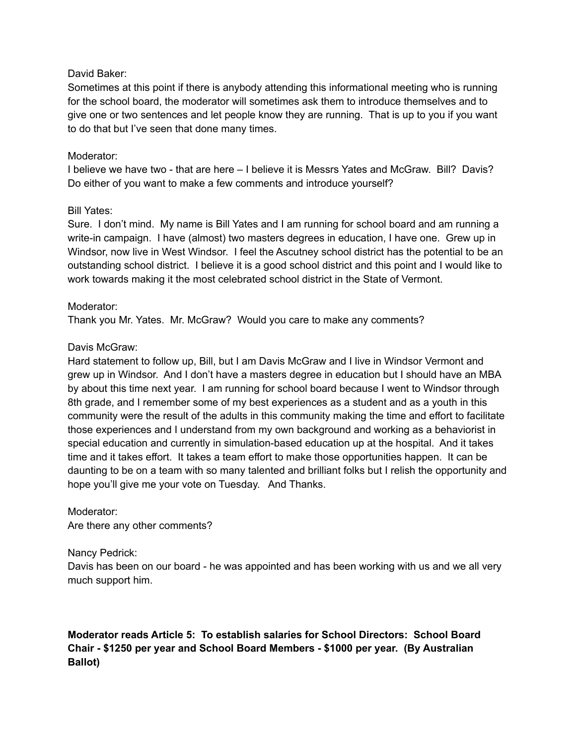David Baker:
Sometimes at this point if there is anybody attending this informational meeting who is running for the school board, the moderator will sometimes ask them to introduce themselves and to give one or two sentences and let people know they are running. That is up to you if you want to do that but I've seen that done many times.

Moderator:
I believe we have two - that are here – I believe it is Messrs Yates and McGraw. Bill? Davis? Do either of you want to make a few comments and introduce yourself?

Bill Yates:
Sure. I don't mind. My name is Bill Yates and I am running for school board and am running a write-in campaign. I have (almost) two masters degrees in education, I have one. Grew up in Windsor, now live in West Windsor. I feel the Ascutney school district has the potential to be an outstanding school district. I believe it is a good school district and this point and I would like to work towards making it the most celebrated school district in the State of Vermont.

Moderator:
Thank you Mr. Yates. Mr. McGraw? Would you care to make any comments?

Davis McGraw:
Hard statement to follow up, Bill, but I am Davis McGraw and I live in Windsor Vermont and grew up in Windsor. And I don't have a masters degree in education but I should have an MBA by about this time next year. I am running for school board because I went to Windsor through 8th grade, and I remember some of my best experiences as a student and as a youth in this community were the result of the adults in this community making the time and effort to facilitate those experiences and I understand from my own background and working as a behaviorist in special education and currently in simulation-based education up at the hospital. And it takes time and it takes effort. It takes a team effort to make those opportunities happen. It can be daunting to be on a team with so many talented and brilliant folks but I relish the opportunity and hope you'll give me your vote on Tuesday. And Thanks.

Moderator:
Are there any other comments?

Nancy Pedrick:
Davis has been on our board - he was appointed and has been working with us and we all very much support him.

**Moderator reads Article 5: To establish salaries for School Directors: School Board Chair - $1250 per year and School Board Members - $1000 per year. (By Australian Ballot)**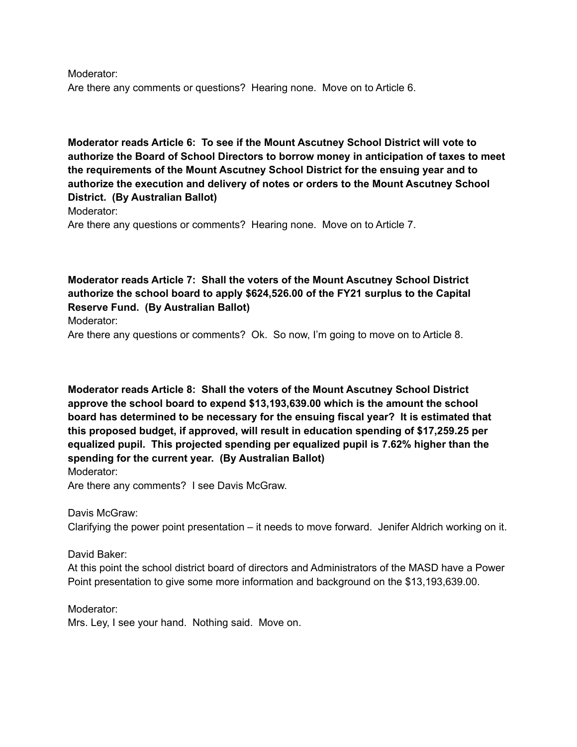Moderator:
Are there any comments or questions?  Hearing none.  Move on to Article 6.

**Moderator reads Article 6:  To see if the Mount Ascutney School District will vote to authorize the Board of School Directors to borrow money in anticipation of taxes to meet the requirements of the Mount Ascutney School District for the ensuing year and to authorize the execution and delivery of notes or orders to the Mount Ascutney School District.  (By Australian Ballot)**

Moderator:
Are there any questions or comments?  Hearing none.  Move on to Article 7.

**Moderator reads Article 7:  Shall the voters of the Mount Ascutney School District authorize the school board to apply $624,526.00 of the FY21 surplus to the Capital Reserve Fund.  (By Australian Ballot)**

Moderator:
Are there any questions or comments?  Ok.  So now, I'm going to move on to Article 8.

**Moderator reads Article 8:  Shall the voters of the Mount Ascutney School District approve the school board to expend $13,193,639.00 which is the amount the school board has determined to be necessary for the ensuing fiscal year?  It is estimated that this proposed budget, if approved, will result in education spending of $17,259.25 per equalized pupil.  This projected spending per equalized pupil is 7.62% higher than the spending for the current year.  (By Australian Ballot)**

Moderator:
Are there any comments?  I see Davis McGraw.

Davis McGraw:
Clarifying the power point presentation – it needs to move forward.  Jenifer Aldrich working on it.

David Baker:
At this point the school district board of directors and Administrators of the MASD have a Power Point presentation to give some more information and background on the $13,193,639.00.

Moderator:
Mrs. Ley, I see your hand.  Nothing said.  Move on.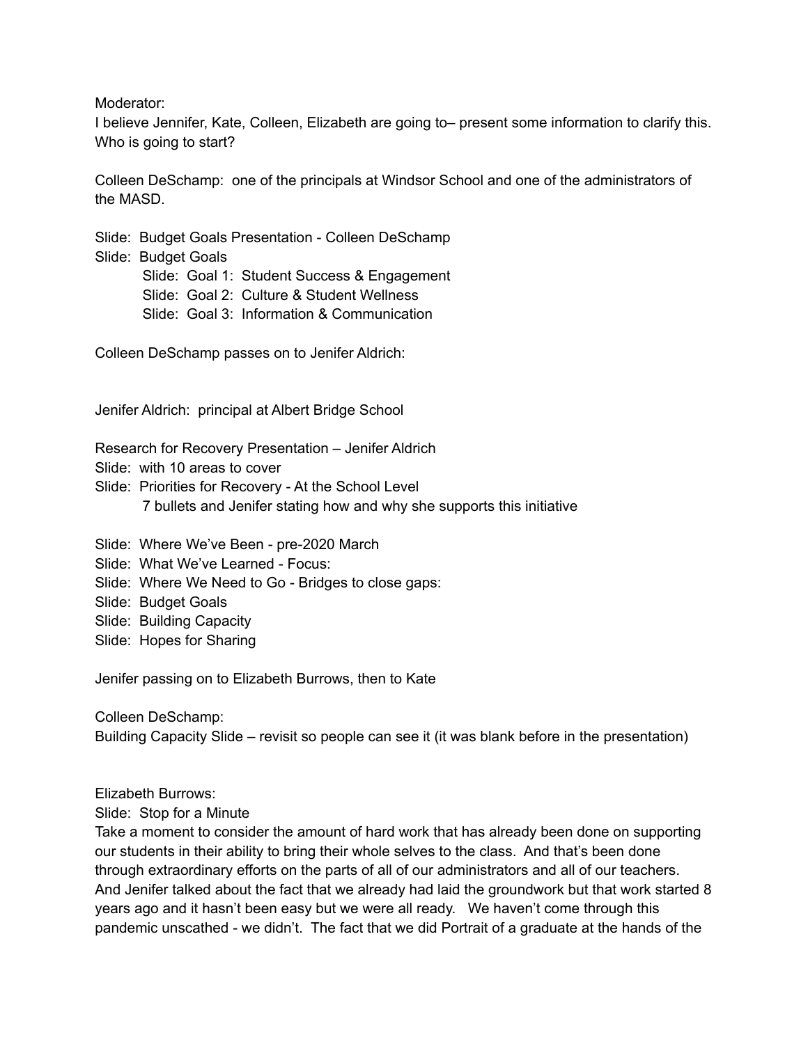Moderator:
I believe Jennifer, Kate, Colleen, Elizabeth are going to– present some information to clarify this. Who is going to start?

Colleen DeSchamp: one of the principals at Windsor School and one of the administrators of the MASD.

Slide: Budget Goals Presentation - Colleen DeSchamp
Slide: Budget Goals
    Slide: Goal 1: Student Success & Engagement
    Slide: Goal 2: Culture & Student Wellness
    Slide: Goal 3: Information & Communication

Colleen DeSchamp passes on to Jenifer Aldrich:

Jenifer Aldrich: principal at Albert Bridge School

Research for Recovery Presentation – Jenifer Aldrich
Slide: with 10 areas to cover
Slide: Priorities for Recovery - At the School Level
    7 bullets and Jenifer stating how and why she supports this initiative

Slide: Where We've Been - pre-2020 March
Slide: What We've Learned - Focus:
Slide: Where We Need to Go - Bridges to close gaps:
Slide: Budget Goals
Slide: Building Capacity
Slide: Hopes for Sharing

Jenifer passing on to Elizabeth Burrows, then to Kate

Colleen DeSchamp:
Building Capacity Slide – revisit so people can see it (it was blank before in the presentation)

Elizabeth Burrows:
Slide: Stop for a Minute
Take a moment to consider the amount of hard work that has already been done on supporting our students in their ability to bring their whole selves to the class. And that's been done through extraordinary efforts on the parts of all of our administrators and all of our teachers. And Jenifer talked about the fact that we already had laid the groundwork but that work started 8 years ago and it hasn't been easy but we were all ready. We haven't come through this pandemic unscathed - we didn't. The fact that we did Portrait of a graduate at the hands of the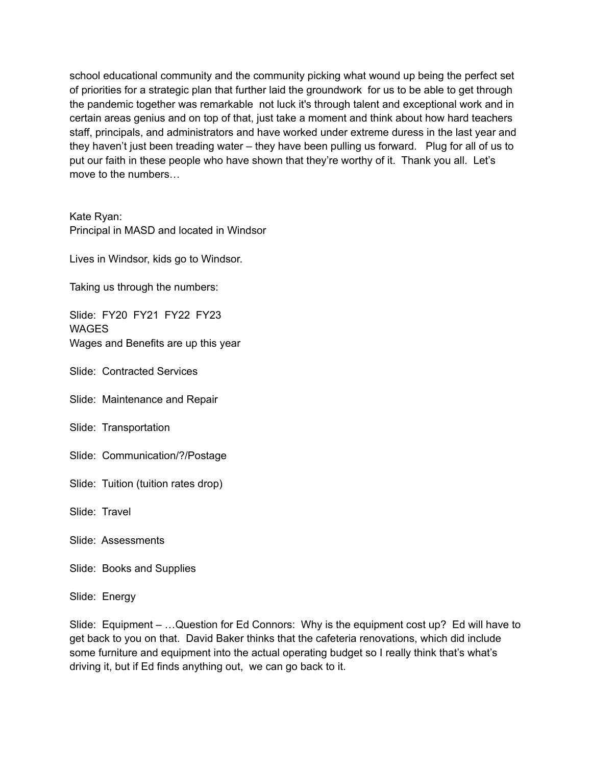school educational community and the community picking what wound up being the perfect set of priorities for a strategic plan that further laid the groundwork for us to be able to get through the pandemic together was remarkable not luck it's through talent and exceptional work and in certain areas genius and on top of that, just take a moment and think about how hard teachers staff, principals, and administrators and have worked under extreme duress in the last year and they haven't just been treading water – they have been pulling us forward. Plug for all of us to put our faith in these people who have shown that they're worthy of it. Thank you all. Let's move to the numbers…

Kate Ryan:
Principal in MASD and located in Windsor

Lives in Windsor, kids go to Windsor.

Taking us through the numbers:

Slide: FY20 FY21 FY22 FY23
WAGES
Wages and Benefits are up this year

Slide: Contracted Services

Slide: Maintenance and Repair

Slide: Transportation

Slide: Communication/?/Postage

Slide: Tuition (tuition rates drop)

Slide: Travel

Slide: Assessments

Slide: Books and Supplies

Slide: Energy

Slide: Equipment – …Question for Ed Connors: Why is the equipment cost up? Ed will have to get back to you on that. David Baker thinks that the cafeteria renovations, which did include some furniture and equipment into the actual operating budget so I really think that's what's driving it, but if Ed finds anything out, we can go back to it.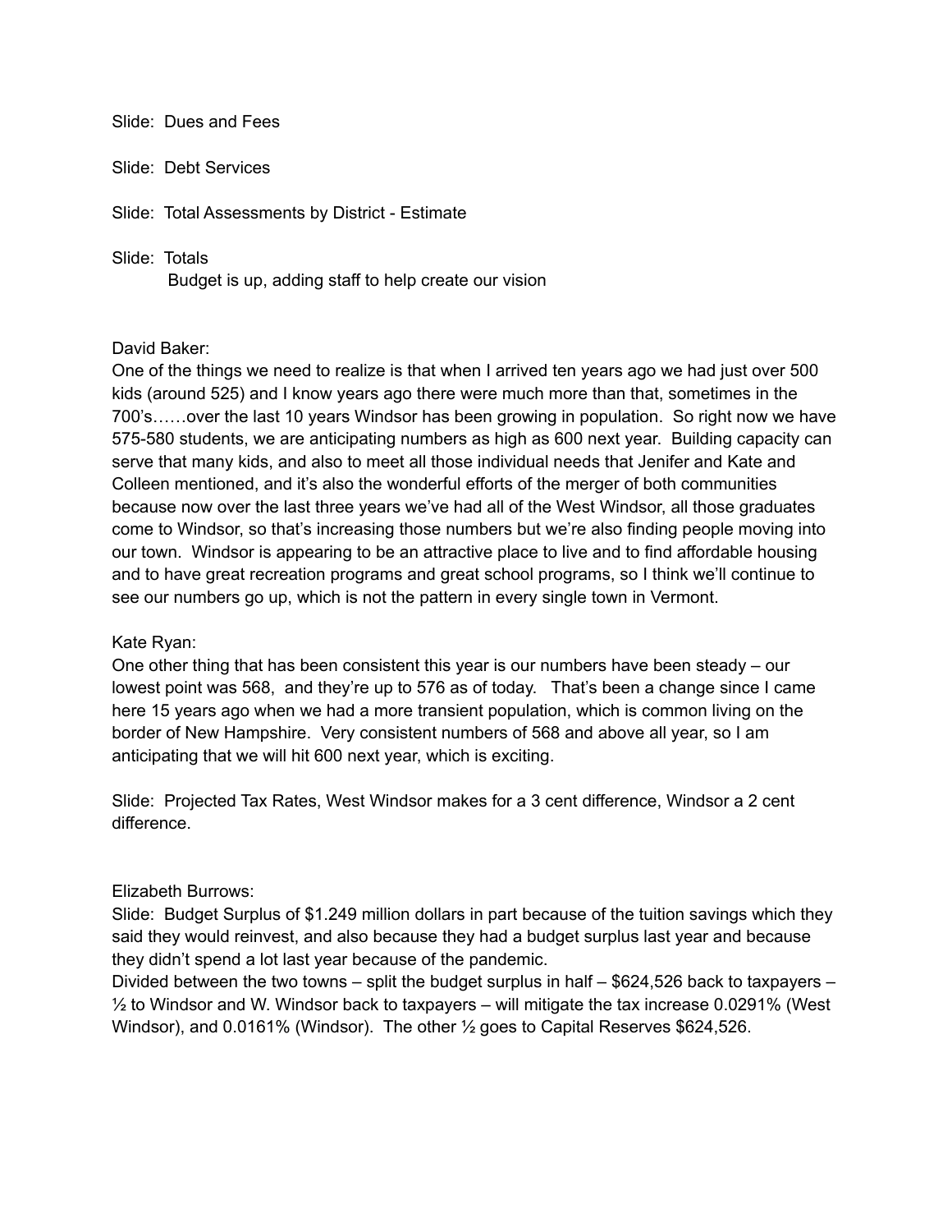Slide: Dues and Fees

Slide: Debt Services

Slide: Total Assessments by District - Estimate

Slide: Totals

Budget is up, adding staff to help create our vision

David Baker:

One of the things we need to realize is that when I arrived ten years ago we had just over 500 kids (around 525) and I know years ago there were much more than that, sometimes in the 700's……over the last 10 years Windsor has been growing in population. So right now we have 575-580 students, we are anticipating numbers as high as 600 next year. Building capacity can serve that many kids, and also to meet all those individual needs that Jenifer and Kate and Colleen mentioned, and it's also the wonderful efforts of the merger of both communities because now over the last three years we've had all of the West Windsor, all those graduates come to Windsor, so that's increasing those numbers but we're also finding people moving into our town. Windsor is appearing to be an attractive place to live and to find affordable housing and to have great recreation programs and great school programs, so I think we'll continue to see our numbers go up, which is not the pattern in every single town in Vermont.

Kate Ryan:

One other thing that has been consistent this year is our numbers have been steady – our lowest point was 568, and they're up to 576 as of today. That's been a change since I came here 15 years ago when we had a more transient population, which is common living on the border of New Hampshire. Very consistent numbers of 568 and above all year, so I am anticipating that we will hit 600 next year, which is exciting.

Slide: Projected Tax Rates, West Windsor makes for a 3 cent difference, Windsor a 2 cent difference.

Elizabeth Burrows:

Slide: Budget Surplus of $1.249 million dollars in part because of the tuition savings which they said they would reinvest, and also because they had a budget surplus last year and because they didn't spend a lot last year because of the pandemic.

Divided between the two towns – split the budget surplus in half – $624,526 back to taxpayers – ½ to Windsor and W. Windsor back to taxpayers – will mitigate the tax increase 0.0291% (West Windsor), and 0.0161% (Windsor). The other ½ goes to Capital Reserves $624,526.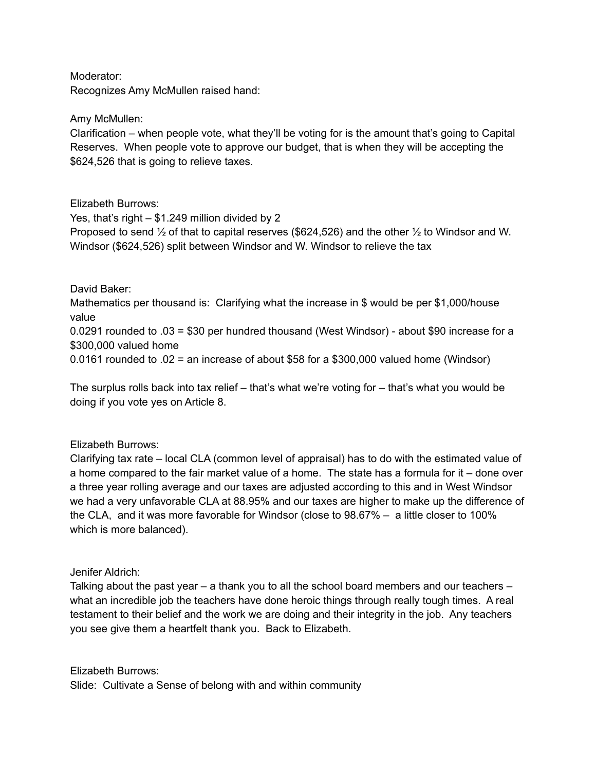Moderator:
Recognizes Amy McMullen raised hand:

Amy McMullen:
Clarification – when people vote, what they'll be voting for is the amount that's going to Capital Reserves. When people vote to approve our budget, that is when they will be accepting the $624,526 that is going to relieve taxes.

Elizabeth Burrows:
Yes, that's right – $1.249 million divided by 2
Proposed to send ½ of that to capital reserves ($624,526) and the other ½ to Windsor and W. Windsor ($624,526) split between Windsor and W. Windsor to relieve the tax

David Baker:
Mathematics per thousand is: Clarifying what the increase in $ would be per $1,000/house value
0.0291 rounded to .03 = $30 per hundred thousand (West Windsor) - about $90 increase for a $300,000 valued home
0.0161 rounded to .02 = an increase of about $58 for a $300,000 valued home (Windsor)

The surplus rolls back into tax relief – that's what we're voting for – that's what you would be doing if you vote yes on Article 8.

Elizabeth Burrows:
Clarifying tax rate – local CLA (common level of appraisal) has to do with the estimated value of a home compared to the fair market value of a home. The state has a formula for it – done over a three year rolling average and our taxes are adjusted according to this and in West Windsor we had a very unfavorable CLA at 88.95% and our taxes are higher to make up the difference of the CLA, and it was more favorable for Windsor (close to 98.67% – a little closer to 100% which is more balanced).

Jenifer Aldrich:
Talking about the past year – a thank you to all the school board members and our teachers – what an incredible job the teachers have done heroic things through really tough times. A real testament to their belief and the work we are doing and their integrity in the job. Any teachers you see give them a heartfelt thank you. Back to Elizabeth.

Elizabeth Burrows:
Slide: Cultivate a Sense of belong with and within community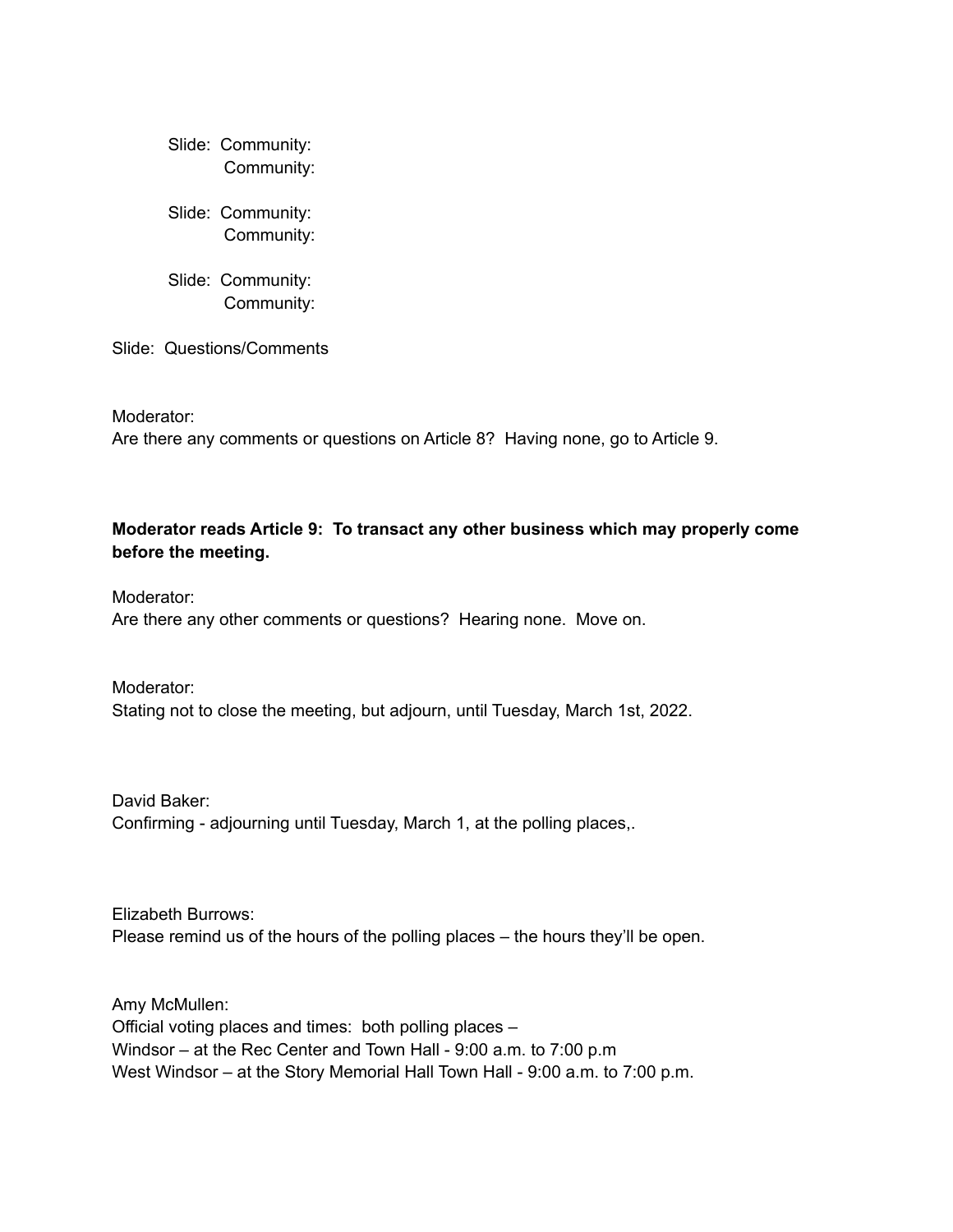Slide: Community:
Community:

Slide: Community:
Community:

Slide: Community:
Community:

Slide: Questions/Comments

Moderator:
Are there any comments or questions on Article 8? Having none, go to Article 9.

**Moderator reads Article 9: To transact any other business which may properly come before the meeting.**

Moderator:
Are there any other comments or questions? Hearing none. Move on.

Moderator:
Stating not to close the meeting, but adjourn, until Tuesday, March 1st, 2022.

David Baker:
Confirming - adjourning until Tuesday, March 1, at the polling places,.

Elizabeth Burrows:
Please remind us of the hours of the polling places – the hours they'll be open.

Amy McMullen:
Official voting places and times: both polling places –
Windsor – at the Rec Center and Town Hall - 9:00 a.m. to 7:00 p.m
West Windsor – at the Story Memorial Hall Town Hall - 9:00 a.m. to 7:00 p.m.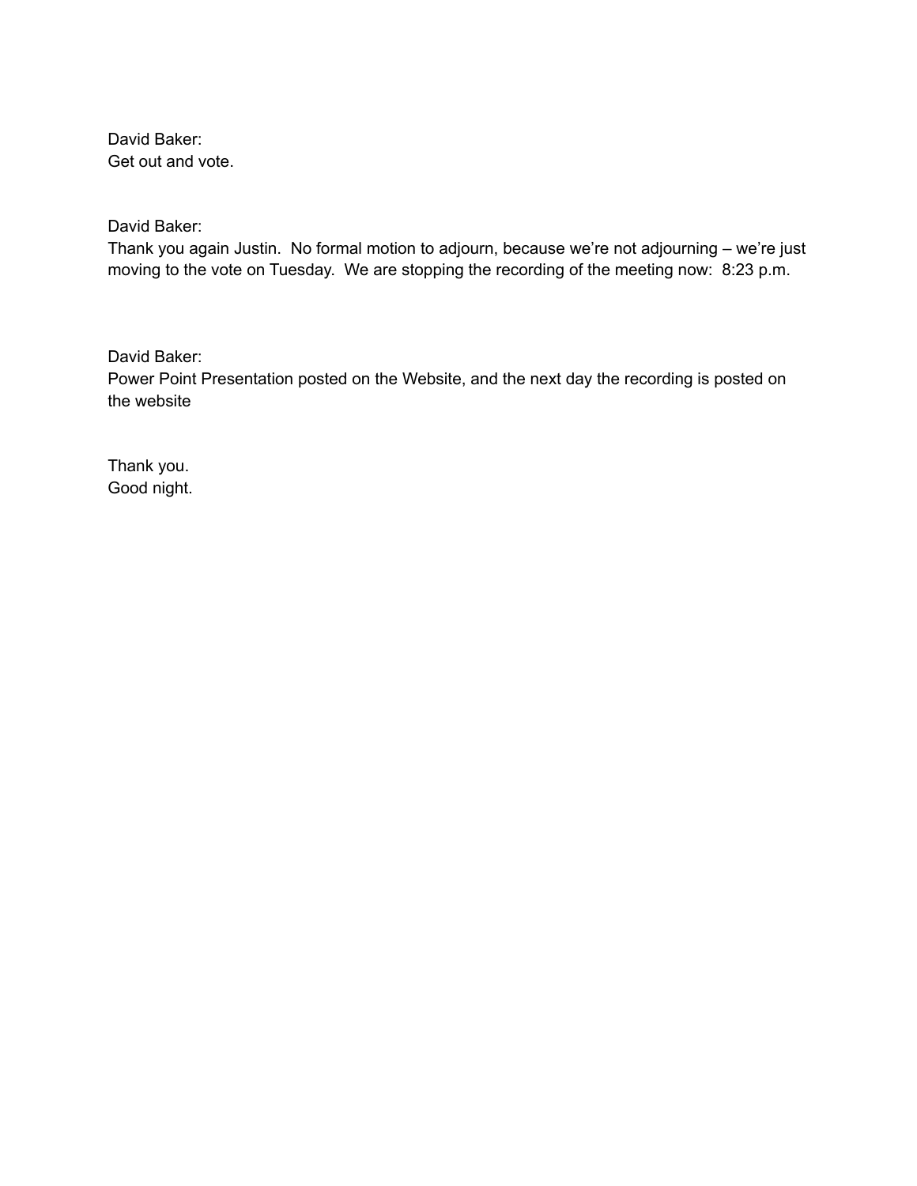David Baker:
Get out and vote.

David Baker:
Thank you again Justin.  No formal motion to adjourn, because we're not adjourning – we're just moving to the vote on Tuesday.  We are stopping the recording of the meeting now:  8:23 p.m.

David Baker:
Power Point Presentation posted on the Website, and the next day the recording is posted on the website

Thank you.
Good night.